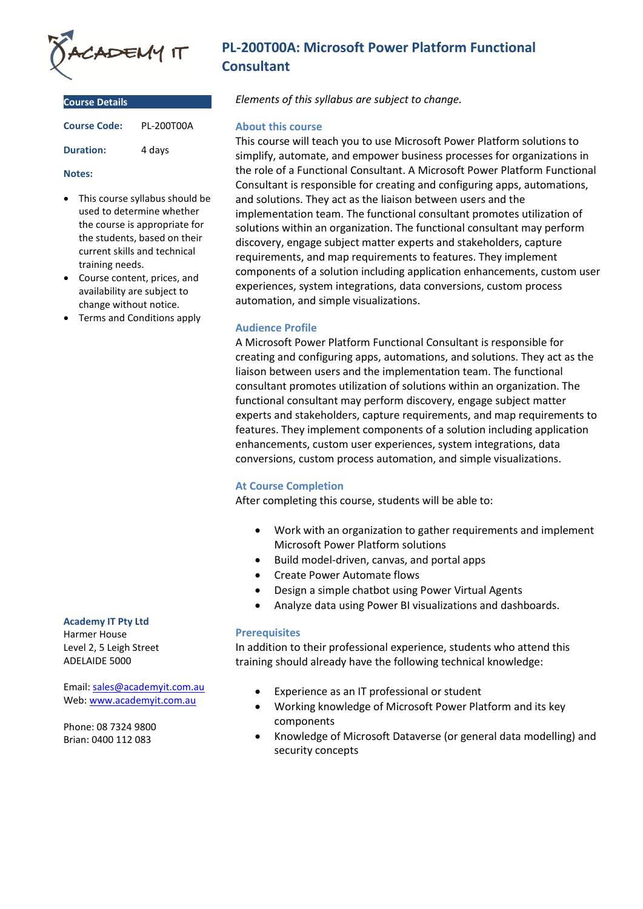# PL-200T00A: Microsoft Power Platform Functional Consultant

## Course Details

| | |
|---|---|
| **Course Code:** | PL-200T00A |
| **Duration:** | 4 days |

**Notes:**

- This course syllabus should be used to determine whether the course is appropriate for the students, based on their current skills and technical training needs.
- Course content, prices, and availability are subject to change without notice.
- Terms and Conditions apply

**Academy IT Pty Ltd**
Harmer House
Level 2, 5 Leigh Street
ADELAIDE 5000

Email: sales@academyit.com.au
Web: www.academyit.com.au

Phone: 08 7324 9800
Brian: 0400 112 083

*Elements of this syllabus are subject to change.*

### About this course

This course will teach you to use Microsoft Power Platform solutions to simplify, automate, and empower business processes for organizations in the role of a Functional Consultant. A Microsoft Power Platform Functional Consultant is responsible for creating and configuring apps, automations, and solutions. They act as the liaison between users and the implementation team. The functional consultant promotes utilization of solutions within an organization. The functional consultant may perform discovery, engage subject matter experts and stakeholders, capture requirements, and map requirements to features. They implement components of a solution including application enhancements, custom user experiences, system integrations, data conversions, custom process automation, and simple visualizations.

### Audience Profile

A Microsoft Power Platform Functional Consultant is responsible for creating and configuring apps, automations, and solutions. They act as the liaison between users and the implementation team. The functional consultant promotes utilization of solutions within an organization. The functional consultant may perform discovery, engage subject matter experts and stakeholders, capture requirements, and map requirements to features. They implement components of a solution including application enhancements, custom user experiences, system integrations, data conversions, custom process automation, and simple visualizations.

### At Course Completion

After completing this course, students will be able to:

- Work with an organization to gather requirements and implement Microsoft Power Platform solutions
- Build model-driven, canvas, and portal apps
- Create Power Automate flows
- Design a simple chatbot using Power Virtual Agents
- Analyze data using Power BI visualizations and dashboards.

### Prerequisites

In addition to their professional experience, students who attend this training should already have the following technical knowledge:

- Experience as an IT professional or student
- Working knowledge of Microsoft Power Platform and its key components
- Knowledge of Microsoft Dataverse (or general data modelling) and security concepts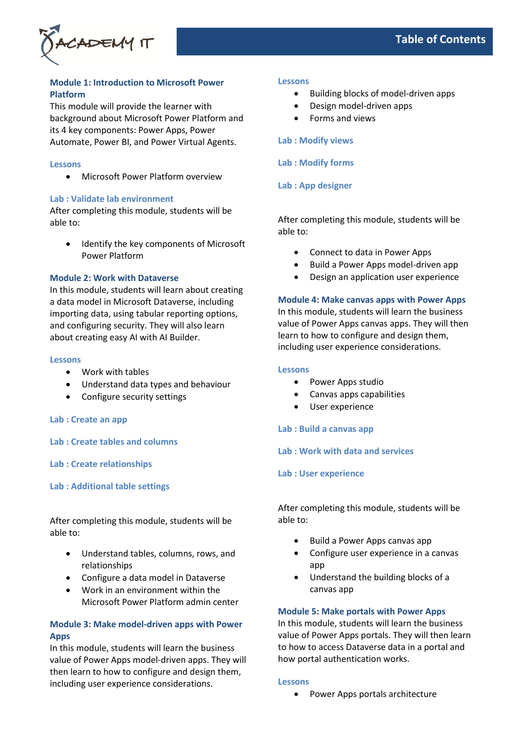## Table of Contents

### Module 1: Introduction to Microsoft Power Platform

This module will provide the learner with background about Microsoft Power Platform and its 4 key components: Power Apps, Power Automate, Power BI, and Power Virtual Agents.

#### Lessons

- Microsoft Power Platform overview

#### Lab : Validate lab environment

After completing this module, students will be able to:

- Identify the key components of Microsoft Power Platform

### Module 2: Work with Dataverse

In this module, students will learn about creating a data model in Microsoft Dataverse, including importing data, using tabular reporting options, and configuring security. They will also learn about creating easy AI with AI Builder.

#### Lessons

- Work with tables
- Understand data types and behaviour
- Configure security settings

#### Lab : Create an app

#### Lab : Create tables and columns

#### Lab : Create relationships

#### Lab : Additional table settings

After completing this module, students will be able to:

- Understand tables, columns, rows, and relationships
- Configure a data model in Dataverse
- Work in an environment within the Microsoft Power Platform admin center

### Module 3: Make model-driven apps with Power Apps

In this module, students will learn the business value of Power Apps model-driven apps. They will then learn to how to configure and design them, including user experience considerations.

#### Lessons

- Building blocks of model-driven apps
- Design model-driven apps
- Forms and views

#### Lab : Modify views

#### Lab : Modify forms

#### Lab : App designer

After completing this module, students will be able to:

- Connect to data in Power Apps
- Build a Power Apps model-driven app
- Design an application user experience

### Module 4: Make canvas apps with Power Apps

In this module, students will learn the business value of Power Apps canvas apps. They will then learn to how to configure and design them, including user experience considerations.

#### Lessons

- Power Apps studio
- Canvas apps capabilities
- User experience

#### Lab : Build a canvas app

#### Lab : Work with data and services

#### Lab : User experience

After completing this module, students will be able to:

- Build a Power Apps canvas app
- Configure user experience in a canvas app
- Understand the building blocks of a canvas app

### Module 5: Make portals with Power Apps

In this module, students will learn the business value of Power Apps portals. They will then learn to how to access Dataverse data in a portal and how portal authentication works.

#### Lessons

- Power Apps portals architecture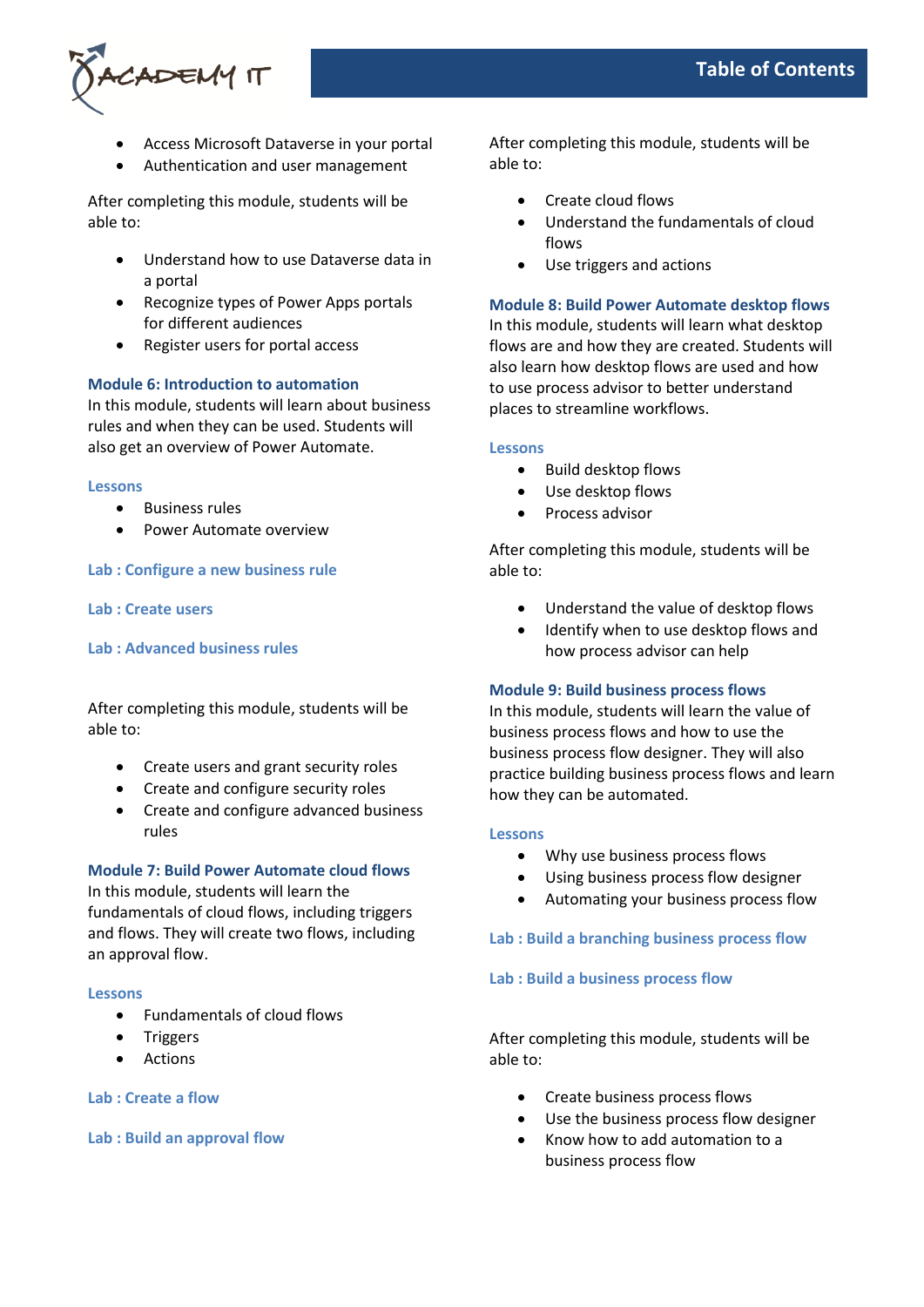- Access Microsoft Dataverse in your portal
- Authentication and user management

After completing this module, students will be able to:

- Understand how to use Dataverse data in a portal
- Recognize types of Power Apps portals for different audiences
- Register users for portal access

### Module 6: Introduction to automation

In this module, students will learn about business rules and when they can be used. Students will also get an overview of Power Automate.

#### Lessons

- Business rules
- Power Automate overview

#### Lab : Configure a new business rule

#### Lab : Create users

#### Lab : Advanced business rules

After completing this module, students will be able to:

- Create users and grant security roles
- Create and configure security roles
- Create and configure advanced business rules

### Module 7: Build Power Automate cloud flows

In this module, students will learn the fundamentals of cloud flows, including triggers and flows. They will create two flows, including an approval flow.

#### Lessons

- Fundamentals of cloud flows
- Triggers
- Actions

#### Lab : Create a flow

#### Lab : Build an approval flow

After completing this module, students will be able to:

- Create cloud flows
- Understand the fundamentals of cloud flows
- Use triggers and actions

### Module 8: Build Power Automate desktop flows

In this module, students will learn what desktop flows are and how they are created. Students will also learn how desktop flows are used and how to use process advisor to better understand places to streamline workflows.

#### Lessons

- Build desktop flows
- Use desktop flows
- Process advisor

After completing this module, students will be able to:

- Understand the value of desktop flows
- Identify when to use desktop flows and how process advisor can help

### Module 9: Build business process flows

In this module, students will learn the value of business process flows and how to use the business process flow designer. They will also practice building business process flows and learn how they can be automated.

#### Lessons

- Why use business process flows
- Using business process flow designer
- Automating your business process flow

#### Lab : Build a branching business process flow

#### Lab : Build a business process flow

After completing this module, students will be able to:

- Create business process flows
- Use the business process flow designer
- Know how to add automation to a business process flow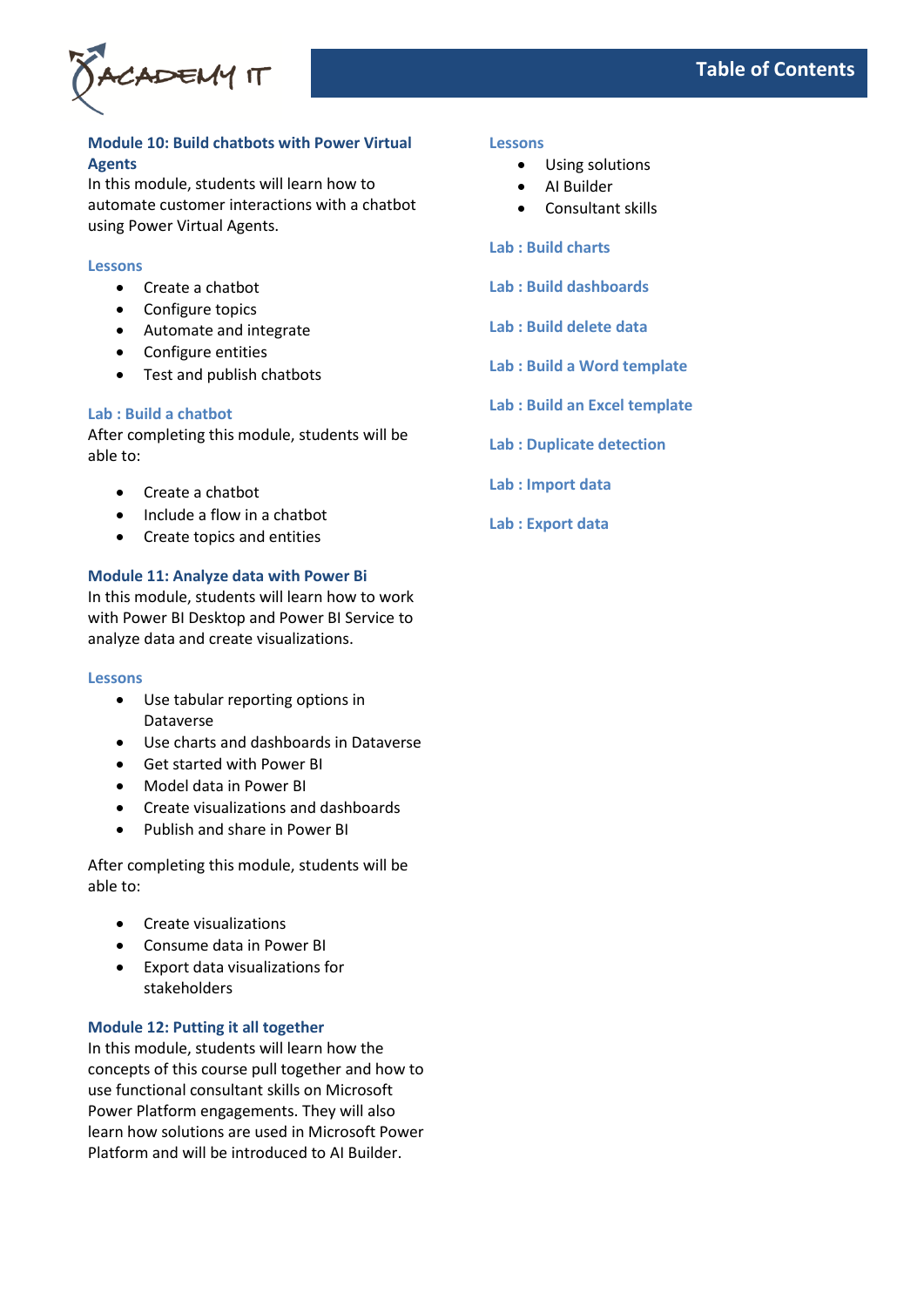### Module 10: Build chatbots with Power Virtual Agents

In this module, students will learn how to automate customer interactions with a chatbot using Power Virtual Agents.

#### Lessons

- Create a chatbot
- Configure topics
- Automate and integrate
- Configure entities
- Test and publish chatbots

#### Lab : Build a chatbot

After completing this module, students will be able to:

- Create a chatbot
- Include a flow in a chatbot
- Create topics and entities

### Module 11: Analyze data with Power Bi

In this module, students will learn how to work with Power BI Desktop and Power BI Service to analyze data and create visualizations.

#### Lessons

- Use tabular reporting options in Dataverse
- Use charts and dashboards in Dataverse
- Get started with Power BI
- Model data in Power BI
- Create visualizations and dashboards
- Publish and share in Power BI

After completing this module, students will be able to:

- Create visualizations
- Consume data in Power BI
- Export data visualizations for stakeholders

### Module 12: Putting it all together

In this module, students will learn how the concepts of this course pull together and how to use functional consultant skills on Microsoft Power Platform engagements. They will also learn how solutions are used in Microsoft Power Platform and will be introduced to AI Builder.

#### Lessons

- Using solutions
- AI Builder
- Consultant skills

#### Lab : Build charts

#### Lab : Build dashboards

#### Lab : Build delete data

#### Lab : Build a Word template

#### Lab : Build an Excel template

#### Lab : Duplicate detection

#### Lab : Import data

#### Lab : Export data